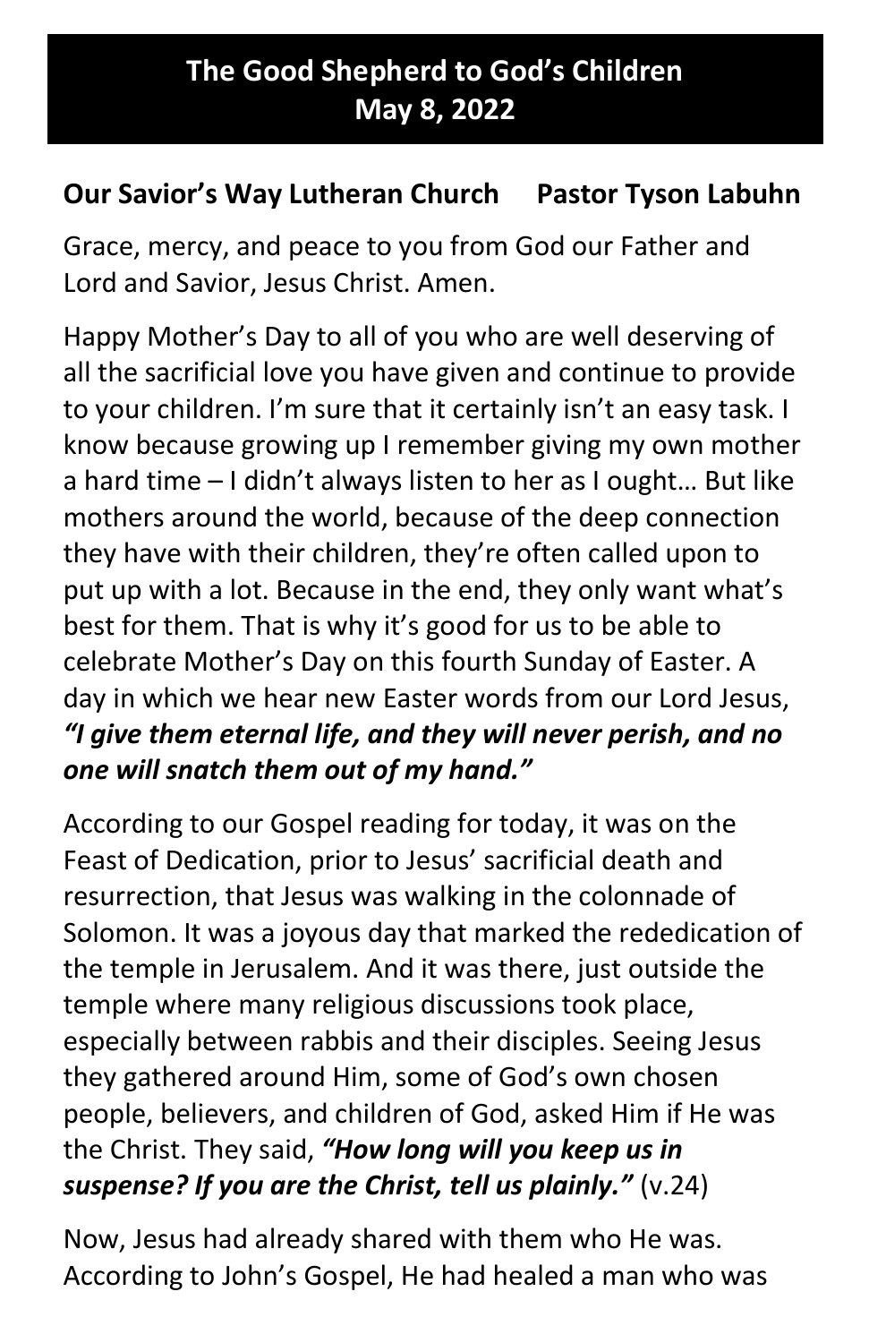# The Good Shepherd to God's Children
## May 8, 2022

**Our Savior's Way Lutheran Church     Pastor Tyson Labuhn**

Grace, mercy, and peace to you from God our Father and Lord and Savior, Jesus Christ. Amen.

Happy Mother's Day to all of you who are well deserving of all the sacrificial love you have given and continue to provide to your children. I'm sure that it certainly isn't an easy task. I know because growing up I remember giving my own mother a hard time – I didn't always listen to her as I ought… But like mothers around the world, because of the deep connection they have with their children, they're often called upon to put up with a lot. Because in the end, they only want what's best for them. That is why it's good for us to be able to celebrate Mother's Day on this fourth Sunday of Easter. A day in which we hear new Easter words from our Lord Jesus, ***"I give them eternal life, and they will never perish, and no one will snatch them out of my hand."***

According to our Gospel reading for today, it was on the Feast of Dedication, prior to Jesus' sacrificial death and resurrection, that Jesus was walking in the colonnade of Solomon. It was a joyous day that marked the rededication of the temple in Jerusalem. And it was there, just outside the temple where many religious discussions took place, especially between rabbis and their disciples. Seeing Jesus they gathered around Him, some of God's own chosen people, believers, and children of God, asked Him if He was the Christ. They said, ***"How long will you keep us in suspense? If you are the Christ, tell us plainly."*** (v.24)

Now, Jesus had already shared with them who He was. According to John's Gospel, He had healed a man who was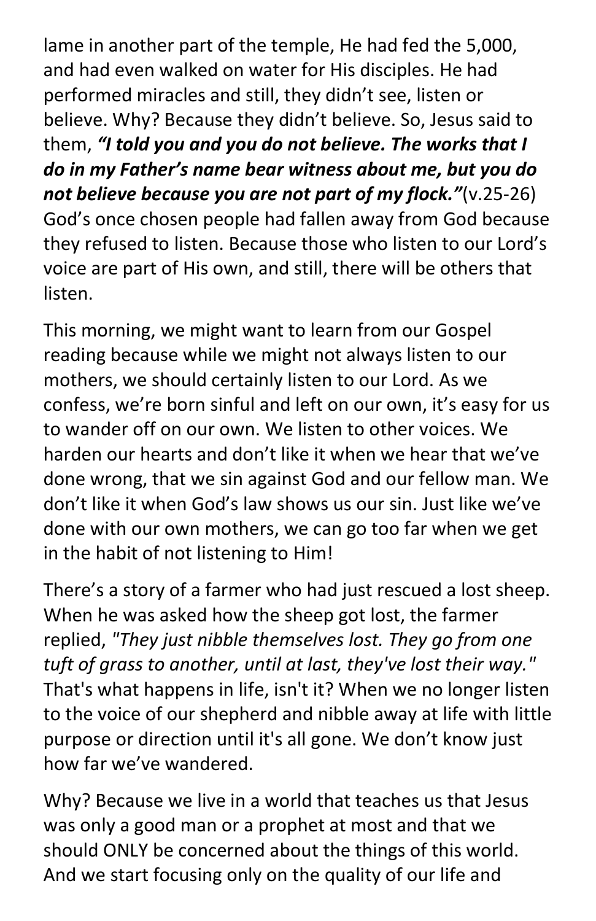lame in another part of the temple, He had fed the 5,000, and had even walked on water for His disciples. He had performed miracles and still, they didn't see, listen or believe. Why? Because they didn't believe. So, Jesus said to them, ***"I told you and you do not believe. The works that I do in my Father's name bear witness about me, but you do not believe because you are not part of my flock."***(v.25-26) God's once chosen people had fallen away from God because they refused to listen. Because those who listen to our Lord's voice are part of His own, and still, there will be others that listen.

This morning, we might want to learn from our Gospel reading because while we might not always listen to our mothers, we should certainly listen to our Lord. As we confess, we're born sinful and left on our own, it's easy for us to wander off on our own. We listen to other voices. We harden our hearts and don't like it when we hear that we've done wrong, that we sin against God and our fellow man. We don't like it when God's law shows us our sin. Just like we've done with our own mothers, we can go too far when we get in the habit of not listening to Him!

There's a story of a farmer who had just rescued a lost sheep. When he was asked how the sheep got lost, the farmer replied, *"They just nibble themselves lost. They go from one tuft of grass to another, until at last, they've lost their way."* That's what happens in life, isn't it? When we no longer listen to the voice of our shepherd and nibble away at life with little purpose or direction until it's all gone. We don't know just how far we've wandered.

Why? Because we live in a world that teaches us that Jesus was only a good man or a prophet at most and that we should ONLY be concerned about the things of this world. And we start focusing only on the quality of our life and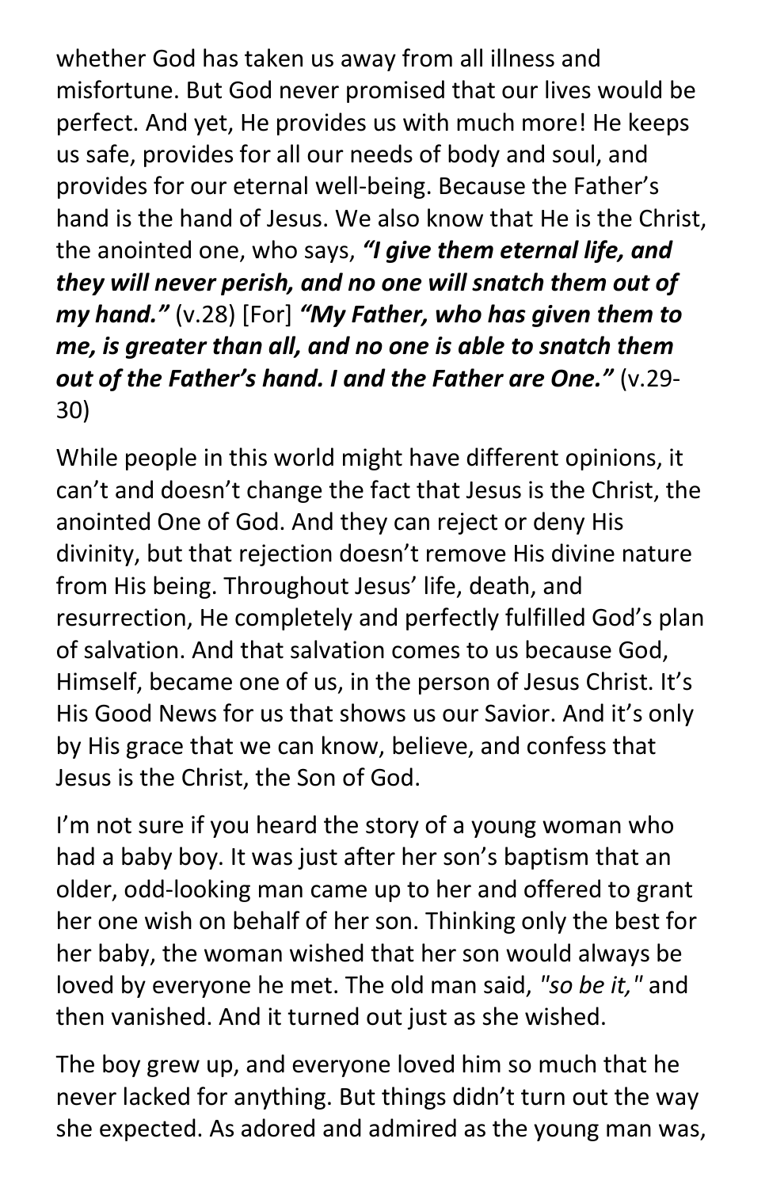whether God has taken us away from all illness and misfortune. But God never promised that our lives would be perfect. And yet, He provides us with much more! He keeps us safe, provides for all our needs of body and soul, and provides for our eternal well-being. Because the Father's hand is the hand of Jesus. We also know that He is the Christ, the anointed one, who says, ***"I give them eternal life, and they will never perish, and no one will snatch them out of my hand."*** (v.28) [For] ***"My Father, who has given them to me, is greater than all, and no one is able to snatch them out of the Father's hand. I and the Father are One."*** (v.29-30)

While people in this world might have different opinions, it can't and doesn't change the fact that Jesus is the Christ, the anointed One of God. And they can reject or deny His divinity, but that rejection doesn't remove His divine nature from His being. Throughout Jesus' life, death, and resurrection, He completely and perfectly fulfilled God's plan of salvation. And that salvation comes to us because God, Himself, became one of us, in the person of Jesus Christ. It's His Good News for us that shows us our Savior. And it's only by His grace that we can know, believe, and confess that Jesus is the Christ, the Son of God.

I'm not sure if you heard the story of a young woman who had a baby boy. It was just after her son's baptism that an older, odd-looking man came up to her and offered to grant her one wish on behalf of her son. Thinking only the best for her baby, the woman wished that her son would always be loved by everyone he met. The old man said, *"so be it,"* and then vanished. And it turned out just as she wished.

The boy grew up, and everyone loved him so much that he never lacked for anything. But things didn't turn out the way she expected. As adored and admired as the young man was,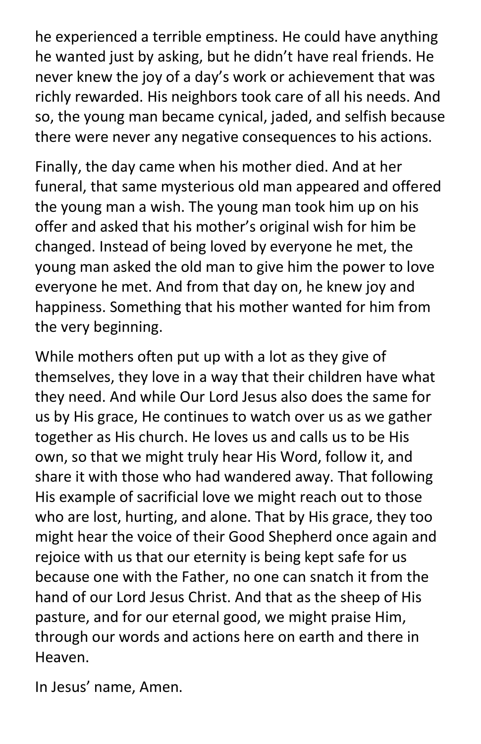he experienced a terrible emptiness. He could have anything he wanted just by asking, but he didn't have real friends. He never knew the joy of a day's work or achievement that was richly rewarded. His neighbors took care of all his needs. And so, the young man became cynical, jaded, and selfish because there were never any negative consequences to his actions.

Finally, the day came when his mother died. And at her funeral, that same mysterious old man appeared and offered the young man a wish. The young man took him up on his offer and asked that his mother's original wish for him be changed. Instead of being loved by everyone he met, the young man asked the old man to give him the power to love everyone he met. And from that day on, he knew joy and happiness. Something that his mother wanted for him from the very beginning.

While mothers often put up with a lot as they give of themselves, they love in a way that their children have what they need. And while Our Lord Jesus also does the same for us by His grace, He continues to watch over us as we gather together as His church. He loves us and calls us to be His own, so that we might truly hear His Word, follow it, and share it with those who had wandered away. That following His example of sacrificial love we might reach out to those who are lost, hurting, and alone. That by His grace, they too might hear the voice of their Good Shepherd once again and rejoice with us that our eternity is being kept safe for us because one with the Father, no one can snatch it from the hand of our Lord Jesus Christ. And that as the sheep of His pasture, and for our eternal good, we might praise Him, through our words and actions here on earth and there in Heaven.

In Jesus' name, Amen.